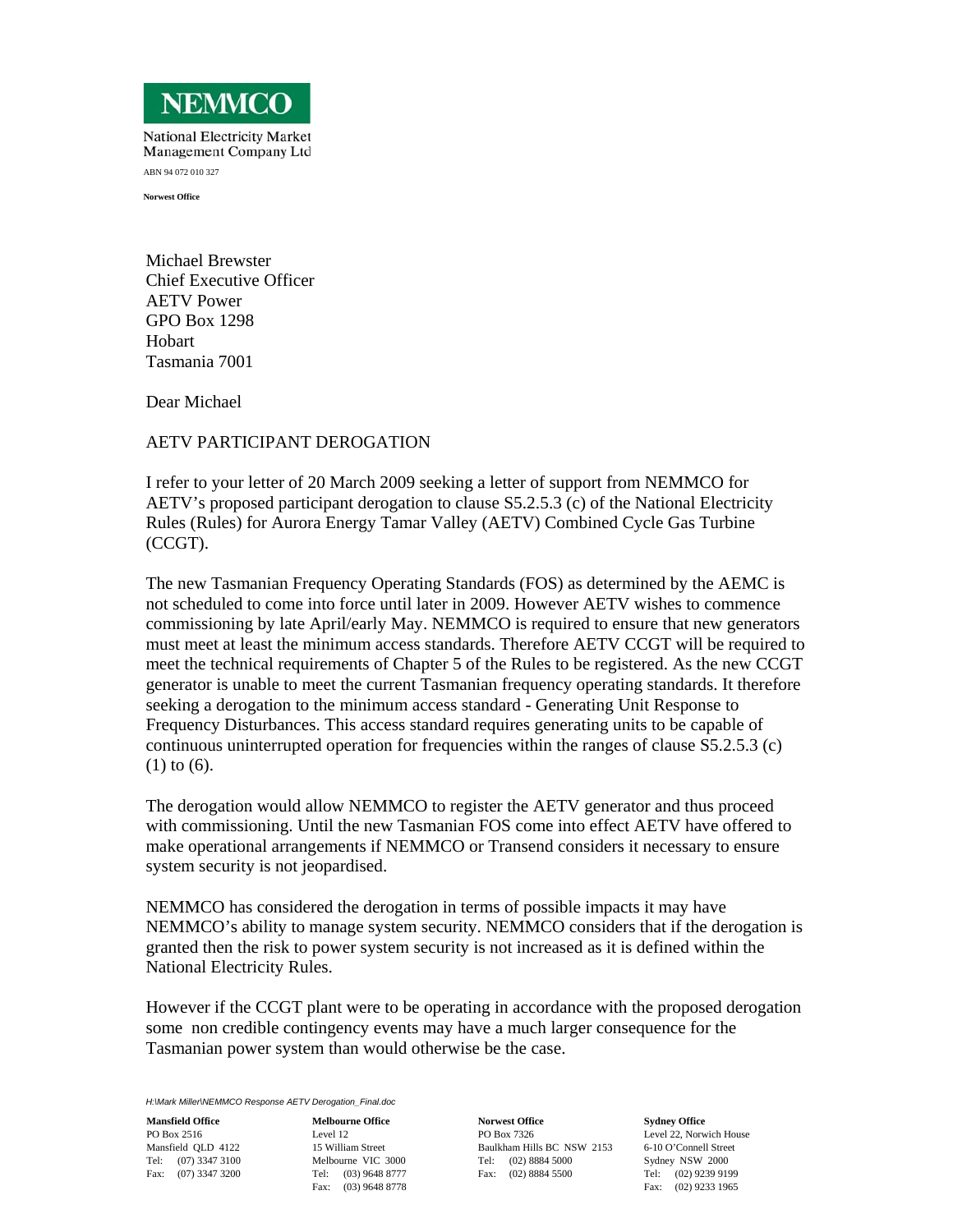**NEMMCO**

National Electricity Market Management Company Ltd

ABN 94 072 010 327

**Norwest Office**

Michael Brewster
Chief Executive Officer
AETV Power
GPO Box 1298
Hobart
Tasmania 7001

Dear Michael

AETV PARTICIPANT DEROGATION

I refer to your letter of 20 March 2009 seeking a letter of support from NEMMCO for AETV's proposed participant derogation to clause S5.2.5.3 (c) of the National Electricity Rules (Rules) for Aurora Energy Tamar Valley (AETV) Combined Cycle Gas Turbine (CCGT).

The new Tasmanian Frequency Operating Standards (FOS) as determined by the AEMC is not scheduled to come into force until later in 2009. However AETV wishes to commence commissioning by late April/early May. NEMMCO is required to ensure that new generators must meet at least the minimum access standards. Therefore AETV CCGT will be required to meet the technical requirements of Chapter 5 of the Rules to be registered. As the new CCGT generator is unable to meet the current Tasmanian frequency operating standards. It therefore seeking a derogation to the minimum access standard - Generating Unit Response to Frequency Disturbances. This access standard requires generating units to be capable of continuous uninterrupted operation for frequencies within the ranges of clause S5.2.5.3 (c) (1) to (6).

The derogation would allow NEMMCO to register the AETV generator and thus proceed with commissioning. Until the new Tasmanian FOS come into effect AETV have offered to make operational arrangements if NEMMCO or Transend considers it necessary to ensure system security is not jeopardised.

NEMMCO has considered the derogation in terms of possible impacts it may have NEMMCO's ability to manage system security. NEMMCO considers that if the derogation is granted then the risk to power system security is not increased as it is defined within the National Electricity Rules.

However if the CCGT plant were to be operating in accordance with the proposed derogation some non credible contingency events may have a much larger consequence for the Tasmanian power system than would otherwise be the case.

*H:\Mark Miller\NEMMCO Response AETV Derogation_Final.doc*

**Mansfield Office**
PO Box 2516
Mansfield QLD 4122
Tel: (07) 3347 3100
Fax: (07) 3347 3200

**Melbourne Office**
Level 12
15 William Street
Melbourne VIC 3000
Tel: (03) 9648 8777
Fax: (03) 9648 8778

**Norwest Office**
PO Box 7326
Baulkham Hills BC NSW 2153
Tel: (02) 8884 5000
Fax: (02) 8884 5500

**Sydney Office**
Level 22, Norwich House
6-10 O'Connell Street
Sydney NSW 2000
Tel: (02) 9239 9199
Fax: (02) 9233 1965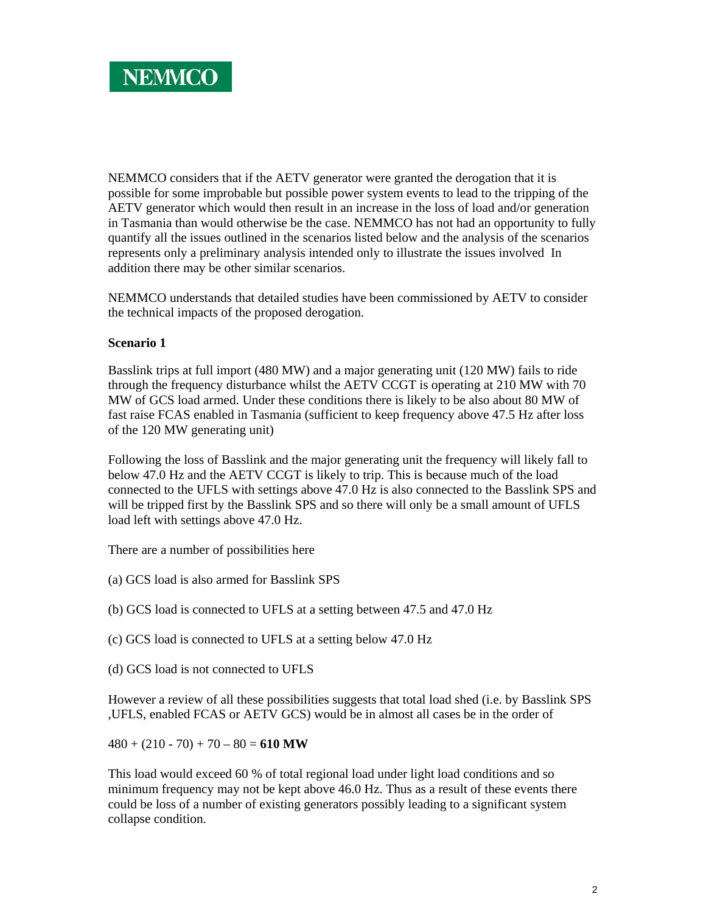NEMMCO

NEMMCO considers that if the AETV generator were granted the derogation that it is possible for some improbable but possible power system events to lead to the tripping of the AETV generator which would then result in an increase in the loss of load and/or generation in Tasmania than would otherwise be the case. NEMMCO has not had an opportunity to fully quantify all the issues outlined in the scenarios listed below and the analysis of the scenarios represents only a preliminary analysis intended only to illustrate the issues involved In addition there may be other similar scenarios.

NEMMCO understands that detailed studies have been commissioned by AETV to consider the technical impacts of the proposed derogation.

**Scenario 1**

Basslink trips at full import (480 MW) and a major generating unit (120 MW) fails to ride through the frequency disturbance whilst the AETV CCGT is operating at 210 MW with 70 MW of GCS load armed. Under these conditions there is likely to be also about 80 MW of fast raise FCAS enabled in Tasmania (sufficient to keep frequency above 47.5 Hz after loss of the 120 MW generating unit)

Following the loss of Basslink and the major generating unit the frequency will likely fall to below 47.0 Hz and the AETV CCGT is likely to trip. This is because much of the load connected to the UFLS with settings above 47.0 Hz is also connected to the Basslink SPS and will be tripped first by the Basslink SPS and so there will only be a small amount of UFLS load left with settings above 47.0 Hz.

There are a number of possibilities here

(a) GCS load is also armed for Basslink SPS

(b) GCS load is connected to UFLS at a setting between 47.5 and 47.0 Hz

(c) GCS load is connected to UFLS at a setting below 47.0 Hz

(d) GCS load is not connected to UFLS

However a review of all these possibilities suggests that total load shed (i.e. by Basslink SPS ,UFLS, enabled FCAS or AETV GCS) would be in almost all cases be in the order of

480 + (210 - 70) + 70 – 80 = **610 MW**

This load would exceed 60 % of total regional load under light load conditions and so minimum frequency may not be kept above 46.0 Hz. Thus as a result of these events there could be loss of a number of existing generators possibly leading to a significant system collapse condition.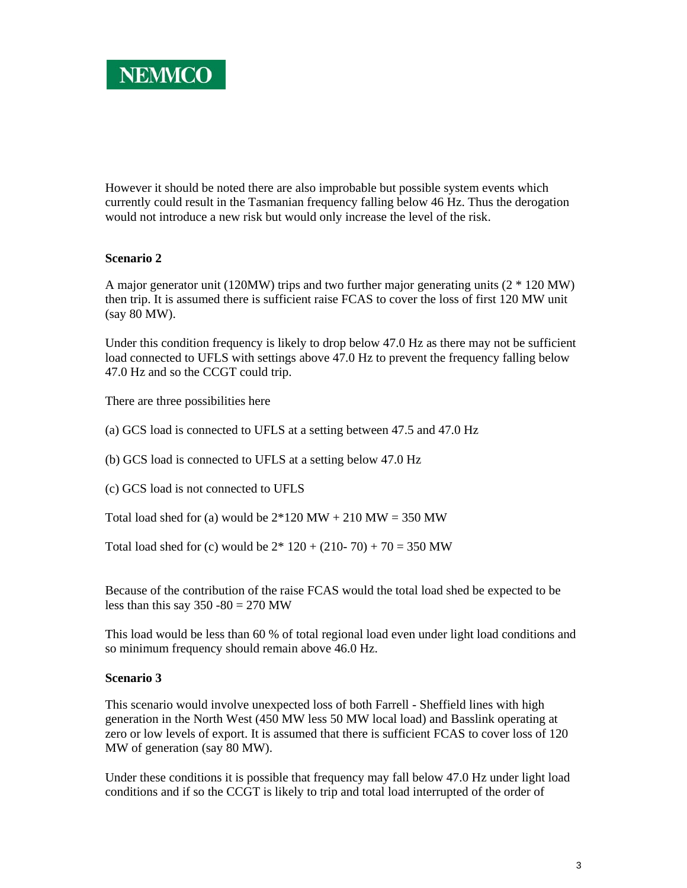However it should be noted there are also improbable but possible system events which currently could result in the Tasmanian frequency falling below 46 Hz. Thus the derogation would not introduce a new risk but would only increase the level of the risk.

**Scenario 2**

A major generator unit (120MW) trips and two further major generating units (2 * 120 MW) then trip. It is assumed there is sufficient raise FCAS to cover the loss of first 120 MW unit (say 80 MW).

Under this condition frequency is likely to drop below 47.0 Hz as there may not be sufficient load connected to UFLS with settings above 47.0 Hz to prevent the frequency falling below 47.0 Hz and so the CCGT could trip.

There are three possibilities here

(a) GCS load is connected to UFLS at a setting between 47.5 and 47.0 Hz

(b) GCS load is connected to UFLS at a setting below 47.0 Hz

(c) GCS load is not connected to UFLS

Total load shed for (a) would be 2*120 MW + 210 MW = 350 MW

Total load shed for (c) would be 2* 120 + (210- 70) + 70 = 350 MW

Because of the contribution of the raise FCAS would the total load shed be expected to be less than this say 350 -80 = 270 MW

This load would be less than 60 % of total regional load even under light load conditions and so minimum frequency should remain above 46.0 Hz.

**Scenario 3**

This scenario would involve unexpected loss of both Farrell - Sheffield lines with high generation in the North West (450 MW less 50 MW local load) and Basslink operating at zero or low levels of export. It is assumed that there is sufficient FCAS to cover loss of 120 MW of generation (say 80 MW).

Under these conditions it is possible that frequency may fall below 47.0 Hz under light load conditions and if so the CCGT is likely to trip and total load interrupted of the order of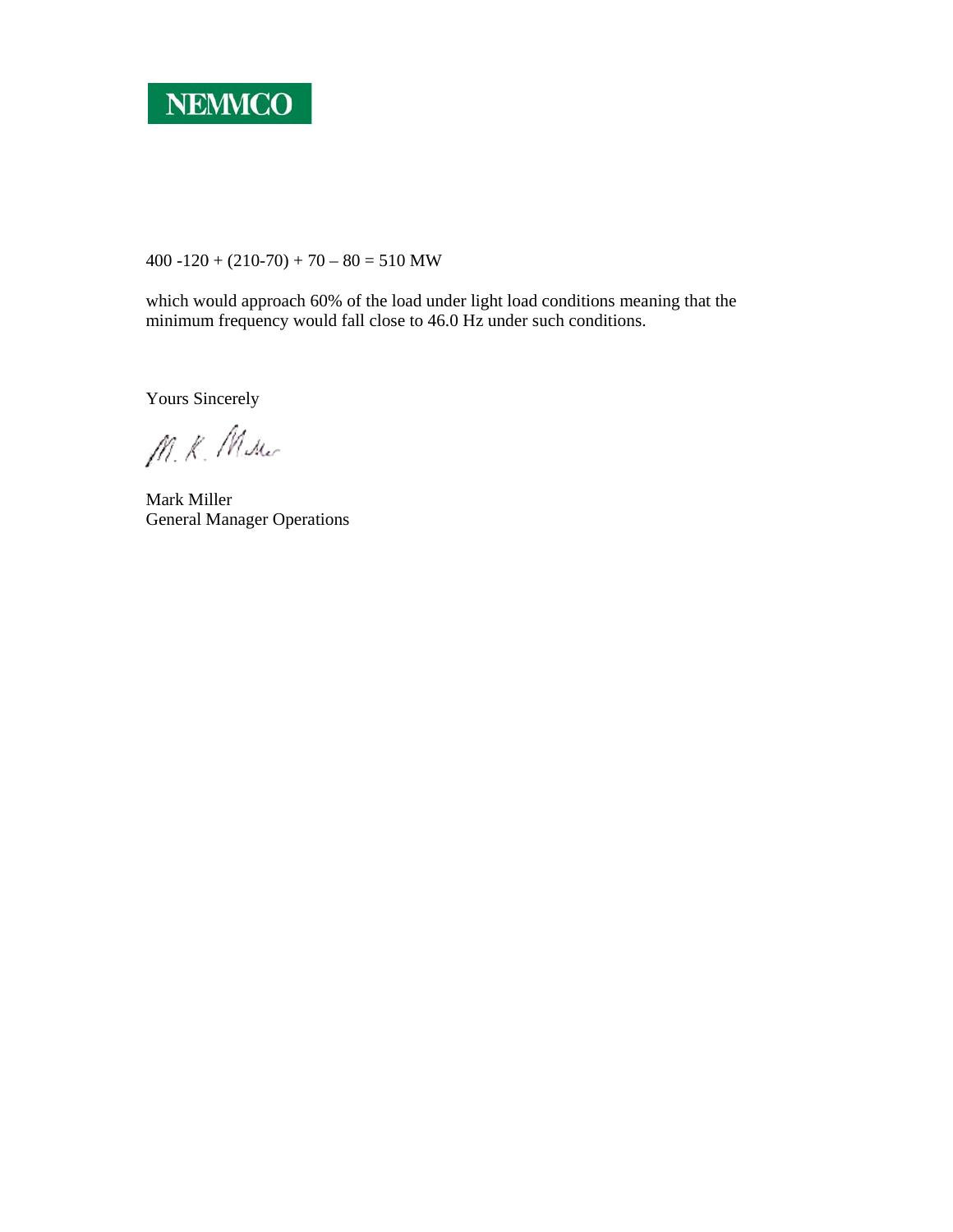NEMMCO

400 -120 + (210-70) + 70 – 80 = 510 MW

which would approach 60% of the load under light load conditions meaning that the minimum frequency would fall close to 46.0 Hz under such conditions.

Yours Sincerely

M. K. Miller

Mark Miller
General Manager Operations